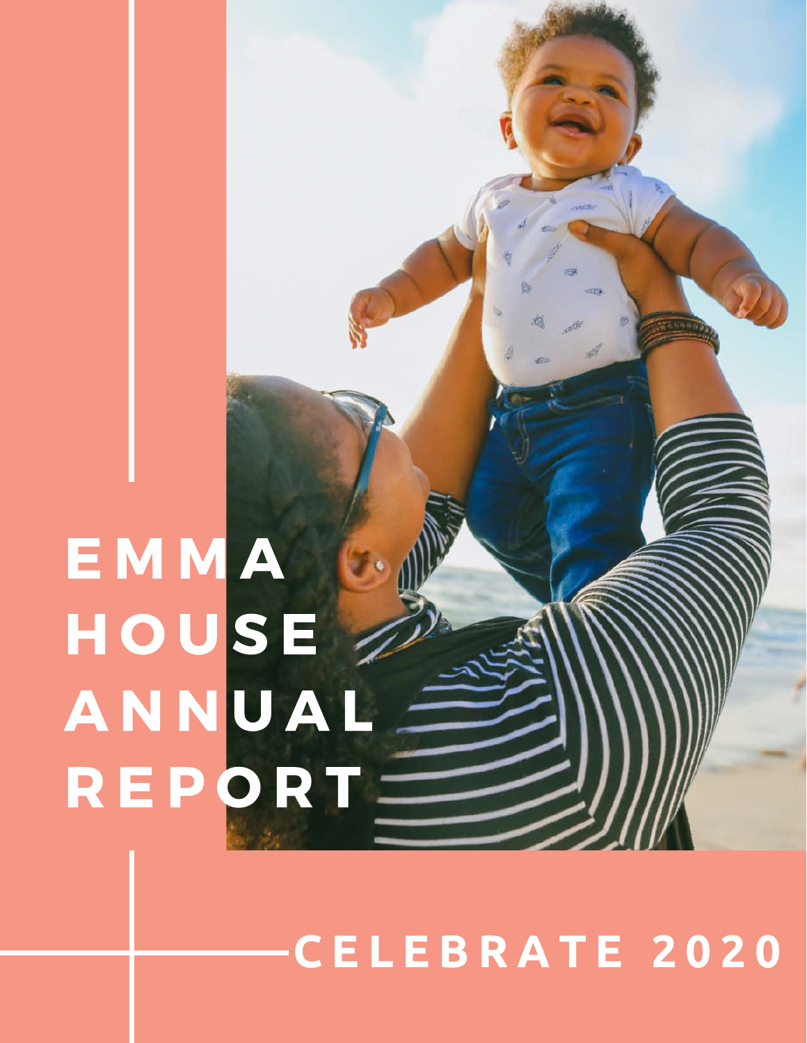# EMMA HOUSE ANNUAL REPORT

## CELEBRATE 2020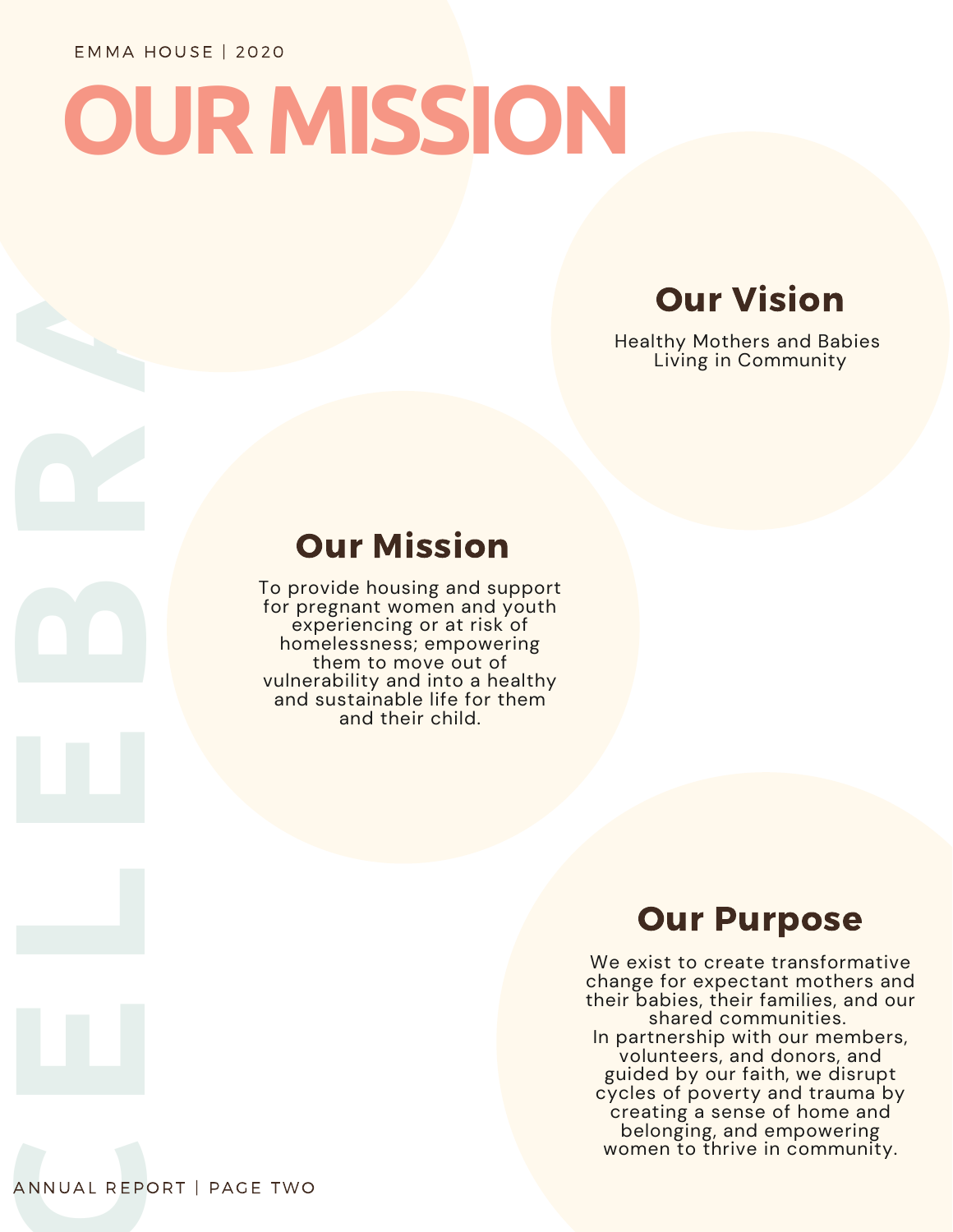EMMA HOUSE | 2020

# OUR MISSION

## Our Vision

Healthy Mothers and Babies Living in Community

## Our Mission

To provide housing and support for pregnant women and youth experiencing or at risk of homelessness; empowering them to move out of vulnerability and into a healthy and sustainable life for them and their child.

## Our Purpose

We exist to create transformative change for expectant mothers and their babies, their families, and our shared communities.
In partnership with our members, volunteers, and donors, and guided by our faith, we disrupt cycles of poverty and trauma by creating a sense of home and belonging, and empowering women to thrive in community.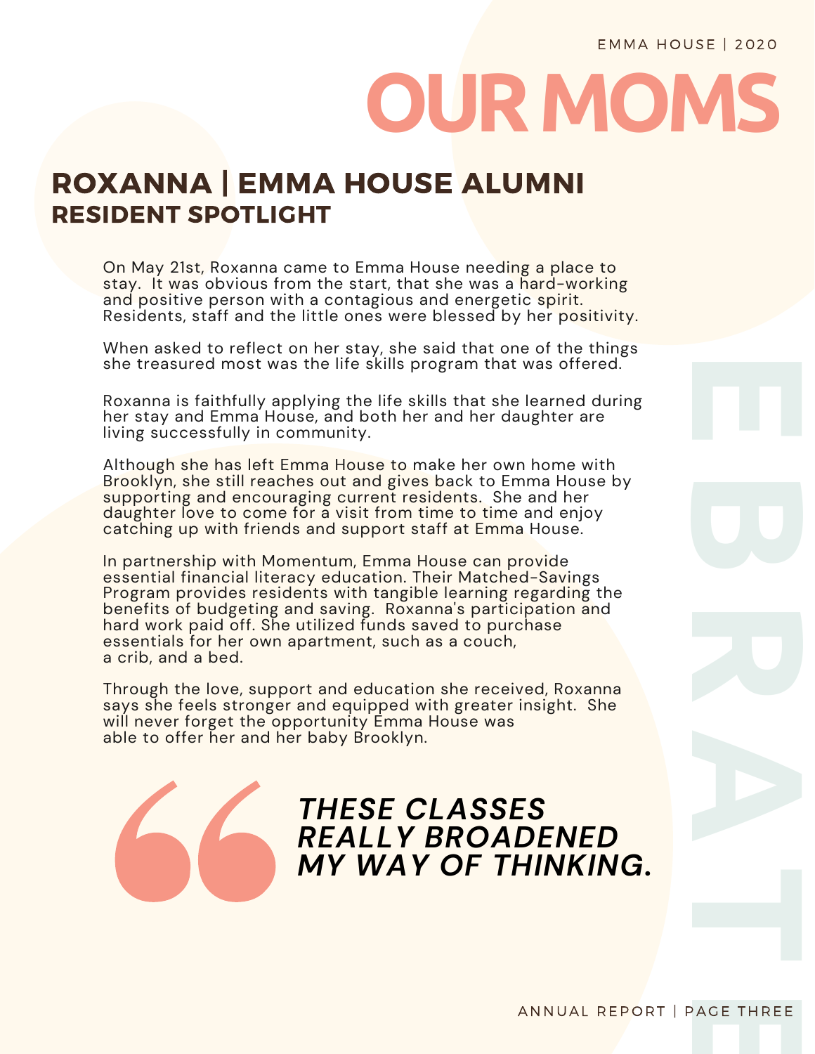# OUR MOMS

## ROXANNA | EMMA HOUSE ALUMNI
### RESIDENT SPOTLIGHT

On May 21st, Roxanna came to Emma House needing a place to stay. It was obvious from the start, that she was a hard-working and positive person with a contagious and energetic spirit. Residents, staff and the little ones were blessed by her positivity.

When asked to reflect on her stay, she said that one of the things she treasured most was the life skills program that was offered.

Roxanna is faithfully applying the life skills that she learned during her stay and Emma House, and both her and her daughter are living successfully in community.

Although she has left Emma House to make her own home with Brooklyn, she still reaches out and gives back to Emma House by supporting and encouraging current residents. She and her daughter love to come for a visit from time to time and enjoy catching up with friends and support staff at Emma House.

In partnership with Momentum, Emma House can provide essential financial literacy education. Their Matched-Savings Program provides residents with tangible learning regarding the benefits of budgeting and saving. Roxanna's participation and hard work paid off. She utilized funds saved to purchase essentials for her own apartment, such as a couch, a crib, and a bed.

Through the love, support and education she received, Roxanna says she feels stronger and equipped with greater insight. She will never forget the opportunity Emma House was able to offer her and her baby Brooklyn.

> ***THESE CLASSES REALLY BROADENED MY WAY OF THINKING.***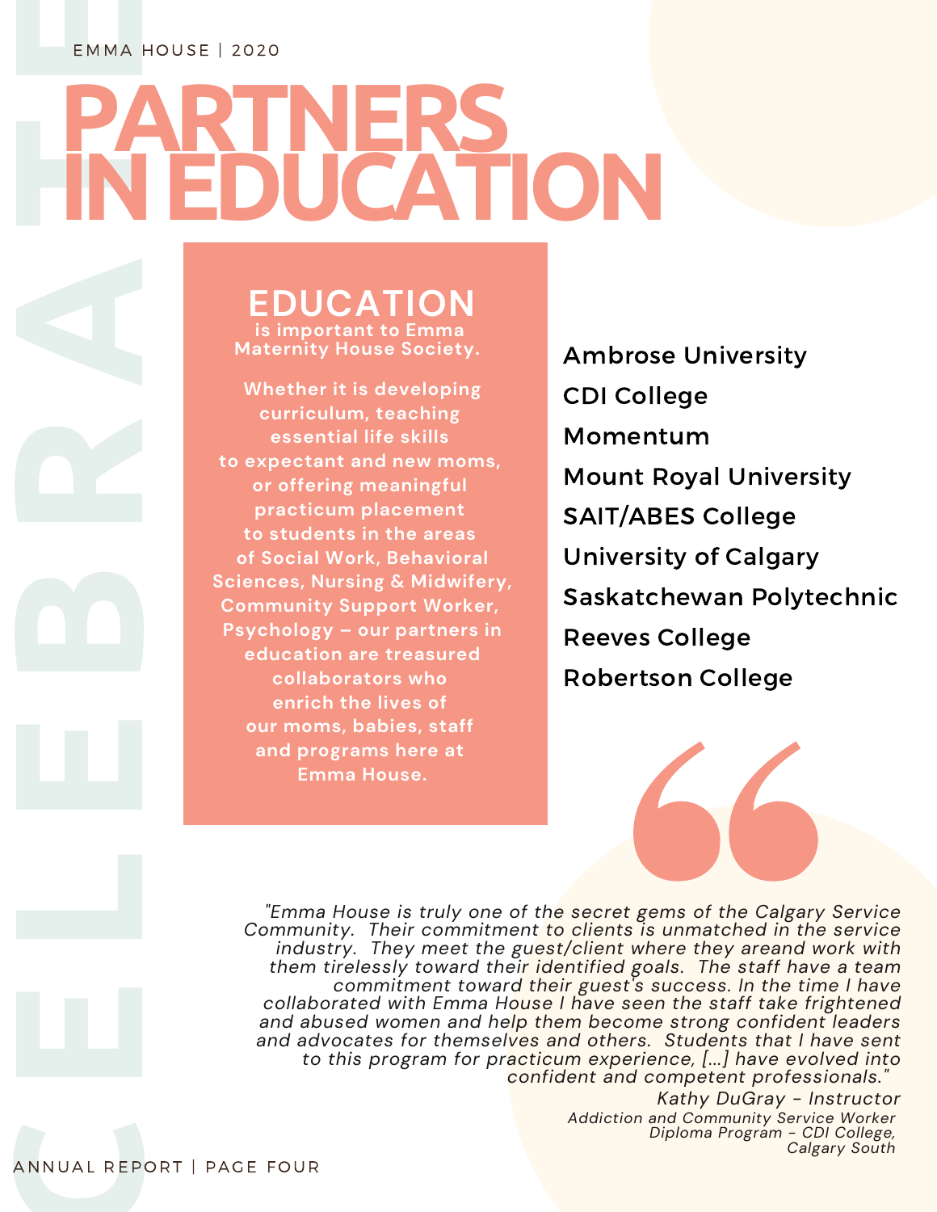# PARTNERS IN EDUCATION

## EDUCATION

**is important to Emma Maternity House Society.**

**Whether it is developing curriculum, teaching essential life skills to expectant and new moms, or offering meaningful practicum placement to students in the areas of Social Work, Behavioral Sciences, Nursing & Midwifery, Community Support Worker, Psychology – our partners in education are treasured collaborators who enrich the lives of our moms, babies, staff and programs here at Emma House.**

- Ambrose University
- CDI College
- Momentum
- Mount Royal University
- SAIT/ABES College
- University of Calgary
- Saskatchewan Polytechnic
- Reeves College
- Robertson College

*"Emma House is truly one of the secret gems of the Calgary Service Community. Their commitment to clients is unmatched in the service industry. They meet the guest/client where they areand work with them tirelessly toward their identified goals. The staff have a team commitment toward their guest's success. In the time I have collaborated with Emma House I have seen the staff take frightened and abused women and help them become strong confident leaders and advocates for themselves and others. Students that I have sent to this program for practicum experience, [...] have evolved into confident and competent professionals."*

*Kathy DuGray - Instructor*
*Addiction and Community Service Worker Diploma Program - CDI College, Calgary South*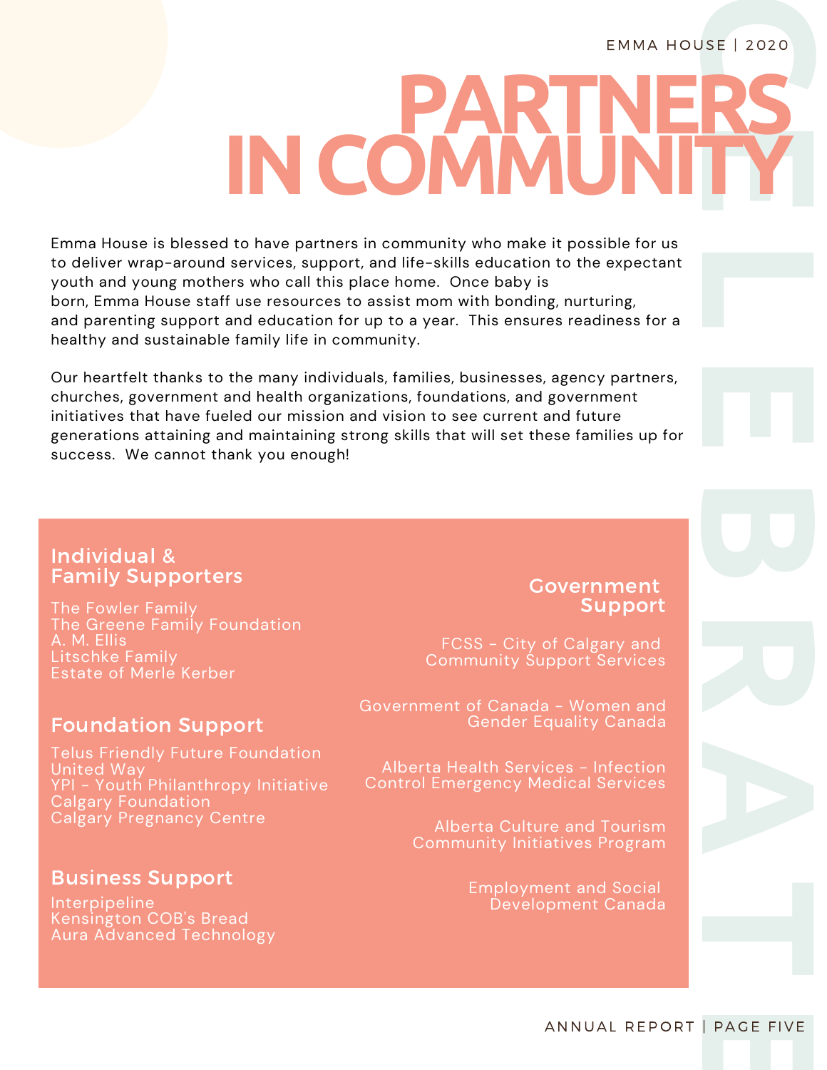# PARTNERS IN COMMUNITY

Emma House is blessed to have partners in community who make it possible for us to deliver wrap-around services, support, and life-skills education to the expectant youth and young mothers who call this place home. Once baby is born, Emma House staff use resources to assist mom with bonding, nurturing, and parenting support and education for up to a year. This ensures readiness for a healthy and sustainable family life in community.

Our heartfelt thanks to the many individuals, families, businesses, agency partners, churches, government and health organizations, foundations, and government initiatives that have fueled our mission and vision to see current and future generations attaining and maintaining strong skills that will set these families up for success. We cannot thank you enough!

## Individual & Family Supporters

The Fowler Family
The Greene Family Foundation
A. M. Ellis
Litschke Family
Estate of Merle Kerber

## Foundation Support

Telus Friendly Future Foundation
United Way
YPI - Youth Philanthropy Initiative
Calgary Foundation
Calgary Pregnancy Centre

## Business Support

Interpipeline
Kensington COB's Bread
Aura Advanced Technology

## Government Support

FCSS - City of Calgary and Community Support Services

Government of Canada - Women and Gender Equality Canada

Alberta Health Services - Infection Control Emergency Medical Services

Alberta Culture and Tourism Community Initiatives Program

Employment and Social Development Canada

CELEBRATE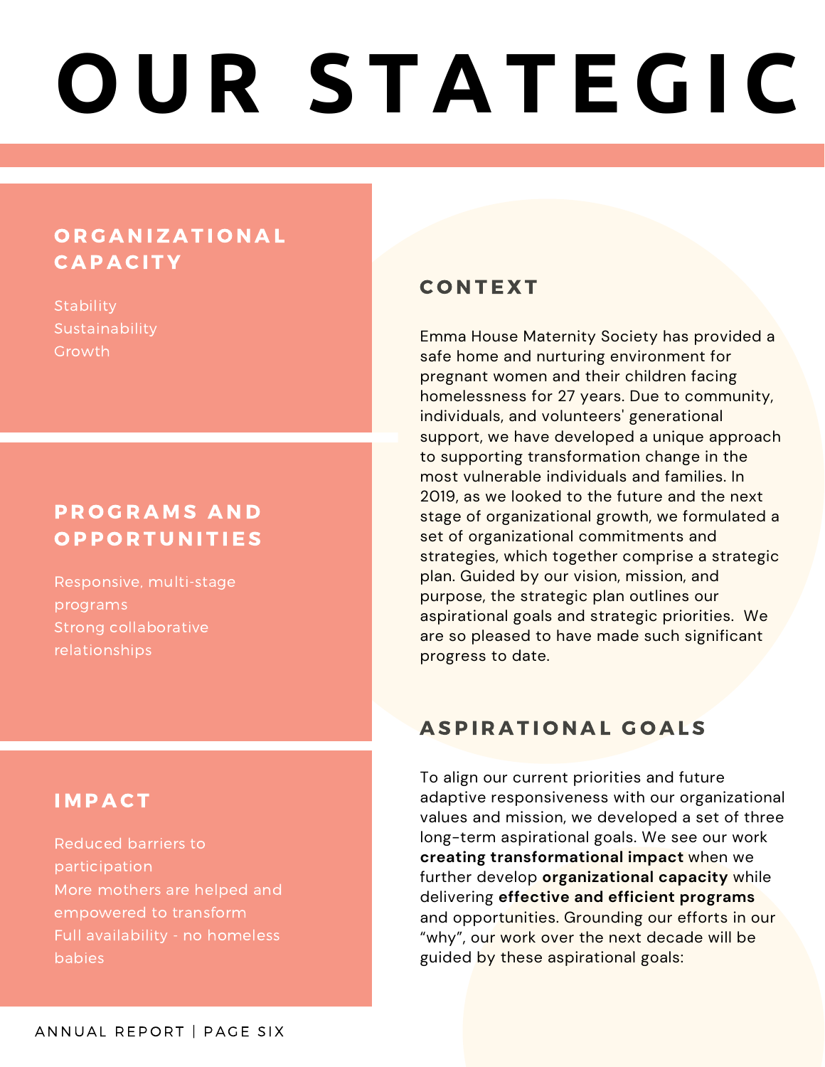# OUR STATEGIC

## ORGANIZATIONAL CAPACITY

Stability
Sustainability
Growth

## PROGRAMS AND OPPORTUNITIES

Responsive, multi-stage programs
Strong collaborative relationships

## IMPACT

Reduced barriers to participation
More mothers are helped and empowered to transform
Full availability - no homeless babies

## CONTEXT

Emma House Maternity Society has provided a safe home and nurturing environment for pregnant women and their children facing homelessness for 27 years. Due to community, individuals, and volunteers' generational support, we have developed a unique approach to supporting transformation change in the most vulnerable individuals and families. In 2019, as we looked to the future and the next stage of organizational growth, we formulated a set of organizational commitments and strategies, which together comprise a strategic plan. Guided by our vision, mission, and purpose, the strategic plan outlines our aspirational goals and strategic priorities. We are so pleased to have made such significant progress to date.

## ASPIRATIONAL GOALS

To align our current priorities and future adaptive responsiveness with our organizational values and mission, we developed a set of three long-term aspirational goals. We see our work **creating transformational impact** when we further develop **organizational capacity** while delivering **effective and efficient programs** and opportunities. Grounding our efforts in our "why", our work over the next decade will be guided by these aspirational goals: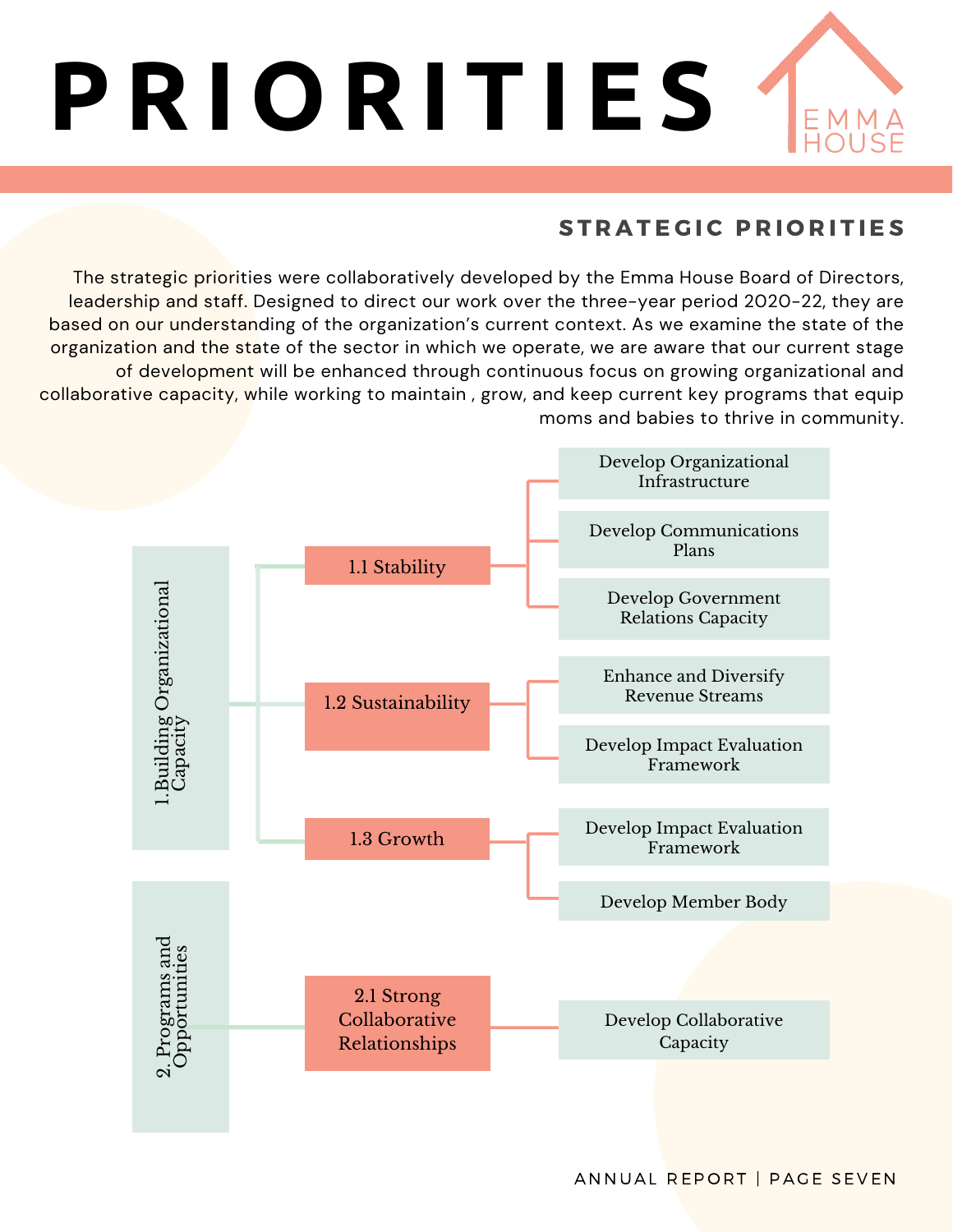# PRIORITIES

EMMA HOUSE

## STRATEGIC PRIORITIES

The strategic priorities were collaboratively developed by the Emma House Board of Directors, leadership and staff. Designed to direct our work over the three-year period 2020-22, they are based on our understanding of the organization's current context. As we examine the state of the organization and the state of the sector in which we operate, we are aware that our current stage of development will be enhanced through continuous focus on growing organizational and collaborative capacity, while working to maintain , grow, and keep current key programs that equip moms and babies to thrive in community.

- **1. Building Organizational Capacity**
  - **1.1 Stability**
    - Develop Organizational Infrastructure
    - Develop Communications Plans
    - Develop Government Relations Capacity
  - **1.2 Sustainability**
    - Enhance and Diversify Revenue Streams
    - Develop Impact Evaluation Framework
  - **1.3 Growth**
    - Develop Impact Evaluation Framework
    - Develop Member Body
- **2. Programs and Opportunities**
  - **2.1 Strong Collaborative Relationships**
    - Develop Collaborative Capacity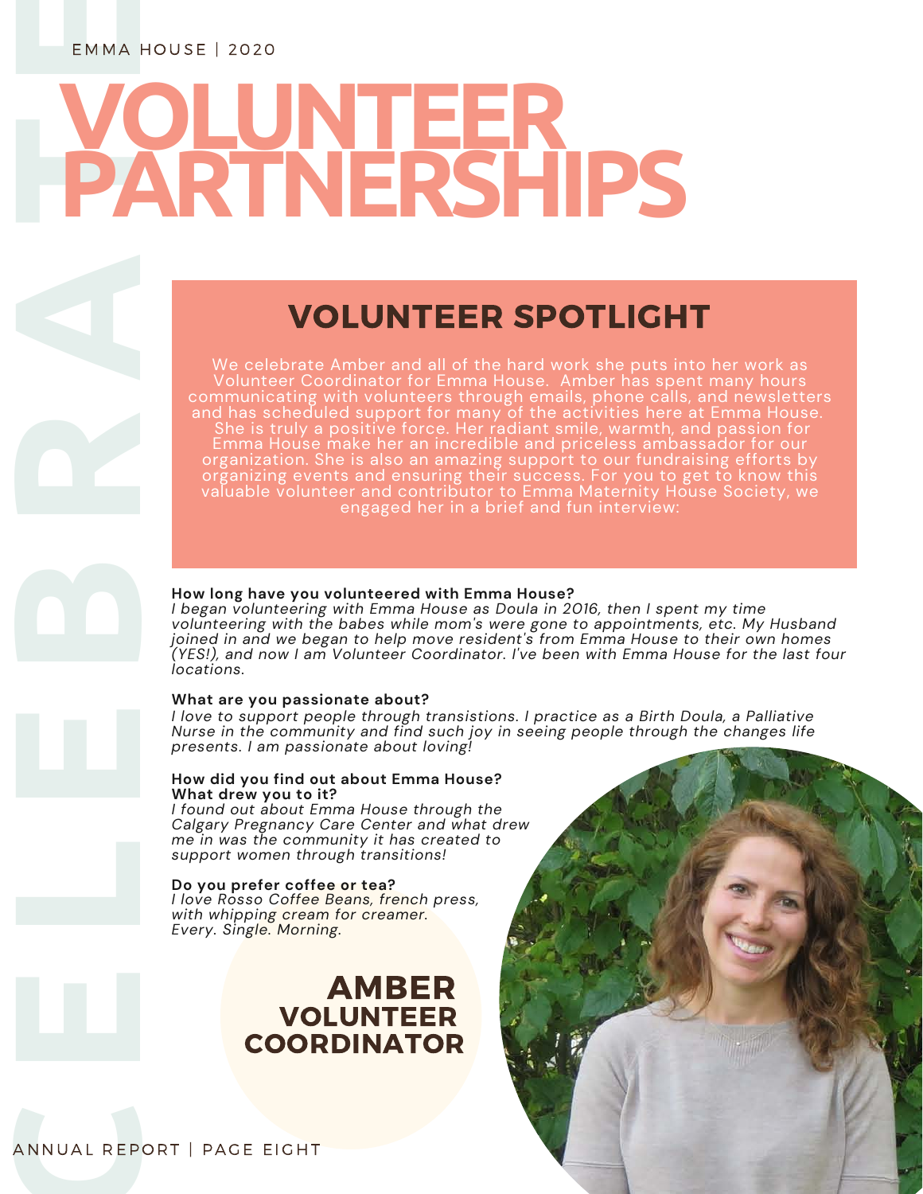EMMA HOUSE | 2020

# VOLUNTEER PARTNERSHIPS

CELEBRATE

## VOLUNTEER SPOTLIGHT

We celebrate Amber and all of the hard work she puts into her work as Volunteer Coordinator for Emma House. Amber has spent many hours communicating with volunteers through emails, phone calls, and newsletters and has scheduled support for many of the activities here at Emma House. She is truly a positive force. Her radiant smile, warmth, and passion for Emma House make her an incredible and priceless ambassador for our organization. She is also an amazing support to our fundraising efforts by organizing events and ensuring their success. For you to get to know this valuable volunteer and contributor to Emma Maternity House Society, we engaged her in a brief and fun interview:

**How long have you volunteered with Emma House?**
*I began volunteering with Emma House as Doula in 2016, then I spent my time volunteering with the babes while mom's were gone to appointments, etc. My Husband joined in and we began to help move resident's from Emma House to their own homes (YES!), and now I am Volunteer Coordinator. I've been with Emma House for the last four locations.*

**What are you passionate about?**
*I love to support people through transistions. I practice as a Birth Doula, a Palliative Nurse in the community and find such joy in seeing people through the changes life presents. I am passionate about loving!*

**How did you find out about Emma House? What drew you to it?**
*I found out about Emma House through the Calgary Pregnancy Care Center and what drew me in was the community it has created to support women through transitions!*

**Do you prefer coffee or tea?**
*I love Rosso Coffee Beans, french press, with whipping cream for creamer. Every. Single. Morning.*

**AMBER**
**VOLUNTEER COORDINATOR**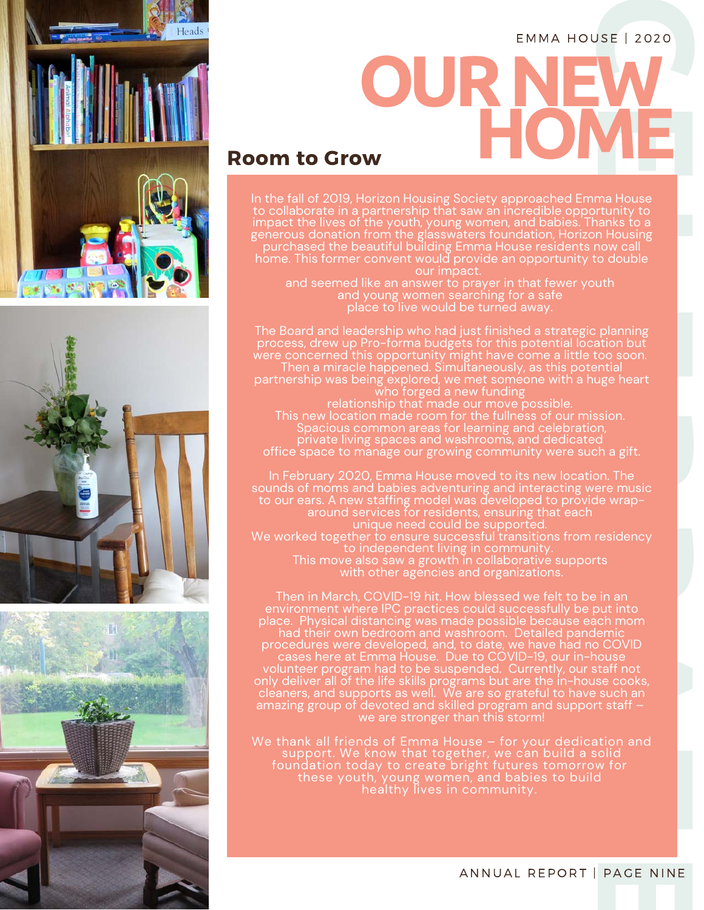EMMA HOUSE | 2020

# OUR NEW HOME

## Room to Grow

In the fall of 2019, Horizon Housing Society approached Emma House to collaborate in a partnership that saw an incredible opportunity to impact the lives of the youth, young women, and babies. Thanks to a generous donation from the glasswaters foundation, Horizon Housing purchased the beautiful building Emma House residents now call home. This former convent would provide an opportunity to double our impact.
and seemed like an answer to prayer in that fewer youth and young women searching for a safe place to live would be turned away.

The Board and leadership who had just finished a strategic planning process, drew up Pro-forma budgets for this potential location but were concerned this opportunity might have come a little too soon. Then a miracle happened. Simultaneously, as this potential partnership was being explored, we met someone with a huge heart who forged a new funding relationship that made our move possible.
This new location made room for the fullness of our mission. Spacious common areas for learning and celebration, private living spaces and washrooms, and dedicated office space to manage our growing community were such a gift.

In February 2020, Emma House moved to its new location. The sounds of moms and babies adventuring and interacting were music to our ears. A new staffing model was developed to provide wrap-around services for residents, ensuring that each unique need could be supported.
We worked together to ensure successful transitions from residency to independent living in community.
This move also saw a growth in collaborative supports with other agencies and organizations.

Then in March, COVID-19 hit. How blessed we felt to be in an environment where IPC practices could successfully be put into place. Physical distancing was made possible because each mom had their own bedroom and washroom. Detailed pandemic procedures were developed, and, to date, we have had no COVID cases here at Emma House. Due to COVID-19, our in-house volunteer program had to be suspended. Currently, our staff not only deliver all of the life skills programs but are the in-house cooks, cleaners, and supports as well. We are so grateful to have such an amazing group of devoted and skilled program and support staff – we are stronger than this storm!

We thank all friends of Emma House – for your dedication and support. We know that together, we can build a solid foundation today to create bright futures tomorrow for these youth, young women, and babies to build healthy lives in community.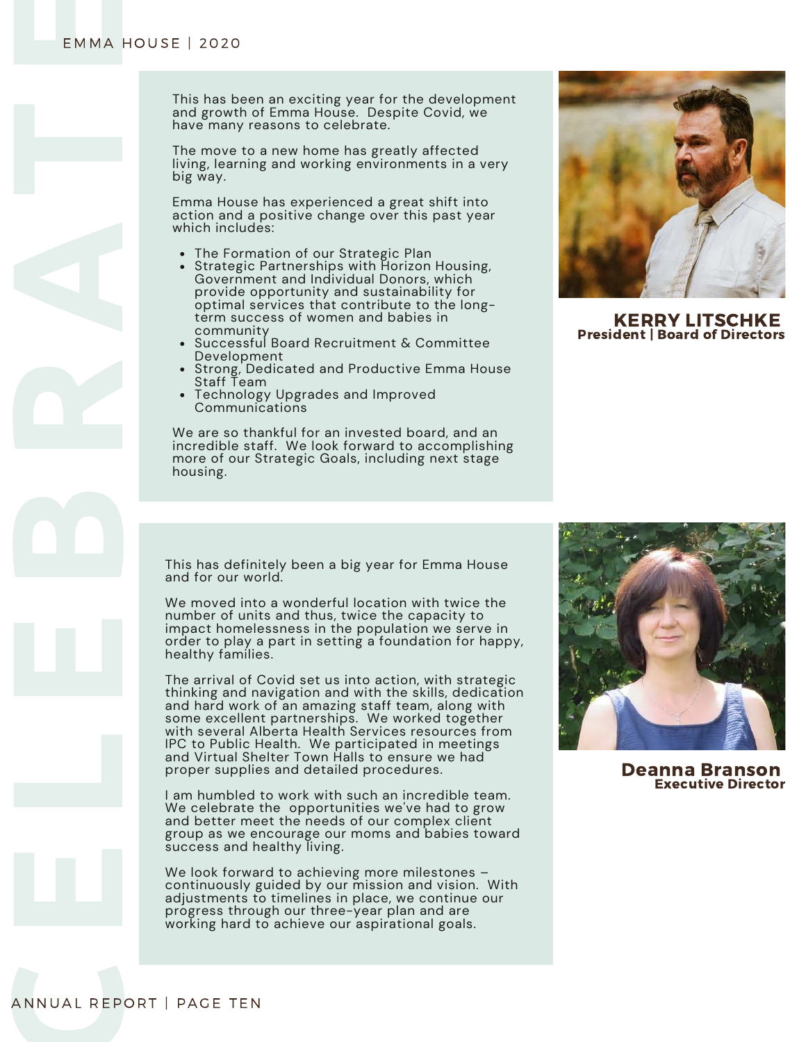This has been an exciting year for the development and growth of Emma House. Despite Covid, we have many reasons to celebrate.

The move to a new home has greatly affected living, learning and working environments in a very big way.

Emma House has experienced a great shift into action and a positive change over this past year which includes:

- The Formation of our Strategic Plan
- Strategic Partnerships with Horizon Housing, Government and Individual Donors, which provide opportunity and sustainability for optimal services that contribute to the long-term success of women and babies in community
- Successful Board Recruitment & Committee Development
- Strong, Dedicated and Productive Emma House Staff Team
- Technology Upgrades and Improved Communications

We are so thankful for an invested board, and an incredible staff. We look forward to accomplishing more of our Strategic Goals, including next stage housing.

**KERRY LITSCHKE**
**President | Board of Directors**

This has definitely been a big year for Emma House and for our world.

We moved into a wonderful location with twice the number of units and thus, twice the capacity to impact homelessness in the population we serve in order to play a part in setting a foundation for happy, healthy families.

The arrival of Covid set us into action, with strategic thinking and navigation and with the skills, dedication and hard work of an amazing staff team, along with some excellent partnerships. We worked together with several Alberta Health Services resources from IPC to Public Health. We participated in meetings and Virtual Shelter Town Halls to ensure we had proper supplies and detailed procedures.

I am humbled to work with such an incredible team. We celebrate the opportunities we've had to grow and better meet the needs of our complex client group as we encourage our moms and babies toward success and healthy living.

We look forward to achieving more milestones – continuously guided by our mission and vision. With adjustments to timelines in place, we continue our progress through our three-year plan and are working hard to achieve our aspirational goals.

**Deanna Branson**
**Executive Director**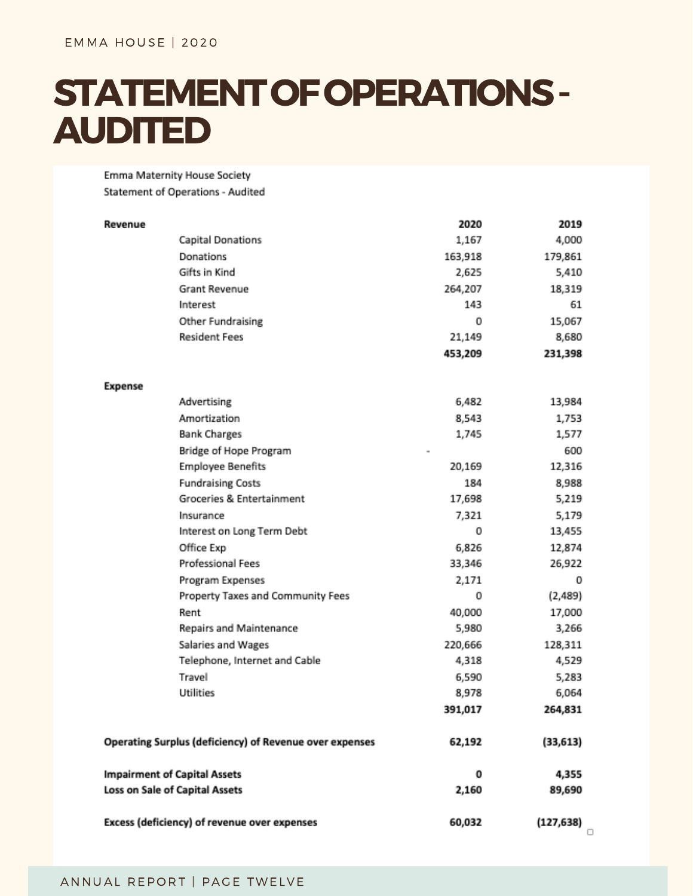# STATEMENT OF OPERATIONS - AUDITED

Emma Maternity House Society
Statement of Operations - Audited

| | | 2020 | 2019 |
|---|---|---|---|
| **Revenue** | | | |
| | Capital Donations | 1,167 | 4,000 |
| | Donations | 163,918 | 179,861 |
| | Gifts in Kind | 2,625 | 5,410 |
| | Grant Revenue | 264,207 | 18,319 |
| | Interest | 143 | 61 |
| | Other Fundraising | 0 | 15,067 |
| | Resident Fees | 21,149 | 8,680 |
| | | **453,209** | **231,398** |
| **Expense** | | | |
| | Advertising | 6,482 | 13,984 |
| | Amortization | 8,543 | 1,753 |
| | Bank Charges | 1,745 | 1,577 |
| | Bridge of Hope Program | - | 600 |
| | Employee Benefits | 20,169 | 12,316 |
| | Fundraising Costs | 184 | 8,988 |
| | Groceries & Entertainment | 17,698 | 5,219 |
| | Insurance | 7,321 | 5,179 |
| | Interest on Long Term Debt | 0 | 13,455 |
| | Office Exp | 6,826 | 12,874 |
| | Professional Fees | 33,346 | 26,922 |
| | Program Expenses | 2,171 | 0 |
| | Property Taxes and Community Fees | 0 | (2,489) |
| | Rent | 40,000 | 17,000 |
| | Repairs and Maintenance | 5,980 | 3,266 |
| | Salaries and Wages | 220,666 | 128,311 |
| | Telephone, Internet and Cable | 4,318 | 4,529 |
| | Travel | 6,590 | 5,283 |
| | Utilities | 8,978 | 6,064 |
| | | **391,017** | **264,831** |
| **Operating Surplus (deficiency) of Revenue over expenses** | | **62,192** | **(33,613)** |
| **Impairment of Capital Assets** | | **0** | **4,355** |
| **Loss on Sale of Capital Assets** | | **2,160** | **89,690** |
| **Excess (deficiency) of revenue over expenses** | | **60,032** | **(127,638)** |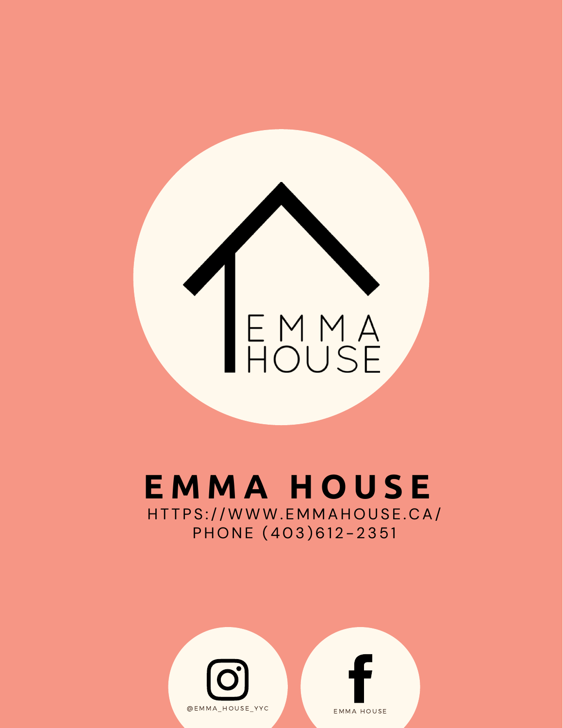EMMA
HOUSE

# EMMA HOUSE

HTTPS://WWW.EMMAHOUSE.CA/
PHONE (403)612-2351

@EMMA_HOUSE_YYC

EMMA HOUSE